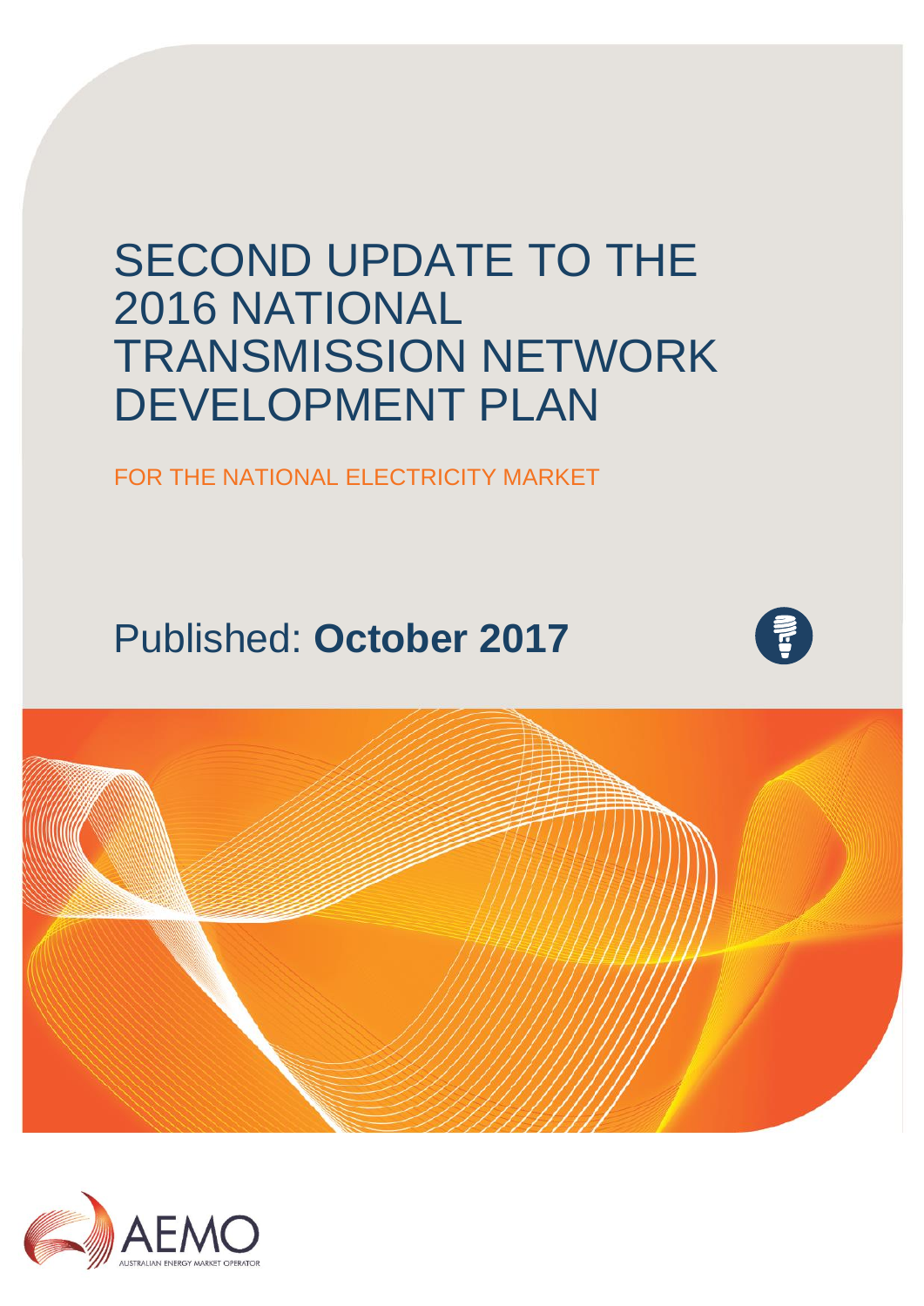# SECOND UPDATE TO THE 2016 NATIONAL TRANSMISSION NETWORK DEVELOPMENT PLAN

FOR THE NATIONAL ELECTRICITY MARKET

Published: **October 2017**

AEMO

AUSTRALIAN ENERGY MARKET OPERATOR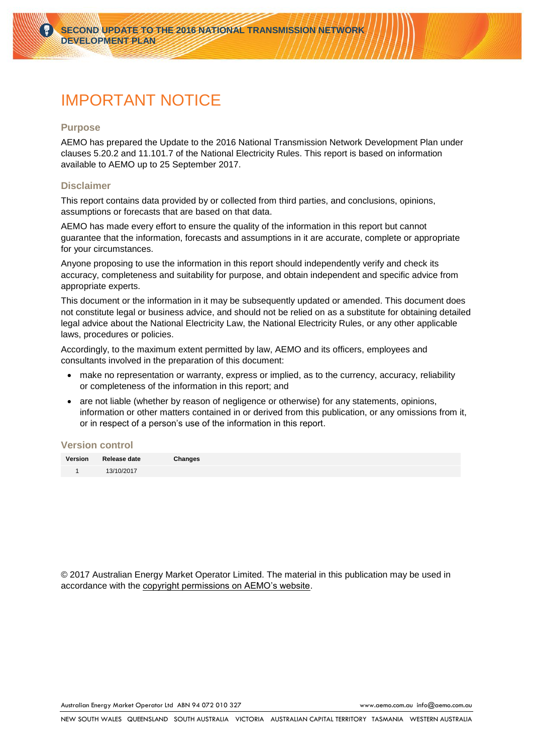# IMPORTANT NOTICE

## Purpose

AEMO has prepared the Update to the 2016 National Transmission Network Development Plan under clauses 5.20.2 and 11.101.7 of the National Electricity Rules. This report is based on information available to AEMO up to 25 September 2017.

## Disclaimer

This report contains data provided by or collected from third parties, and conclusions, opinions, assumptions or forecasts that are based on that data.

AEMO has made every effort to ensure the quality of the information in this report but cannot guarantee that the information, forecasts and assumptions in it are accurate, complete or appropriate for your circumstances.

Anyone proposing to use the information in this report should independently verify and check its accuracy, completeness and suitability for purpose, and obtain independent and specific advice from appropriate experts.

This document or the information in it may be subsequently updated or amended. This document does not constitute legal or business advice, and should not be relied on as a substitute for obtaining detailed legal advice about the National Electricity Law, the National Electricity Rules, or any other applicable laws, procedures or policies.

Accordingly, to the maximum extent permitted by law, AEMO and its officers, employees and consultants involved in the preparation of this document:

- make no representation or warranty, express or implied, as to the currency, accuracy, reliability or completeness of the information in this report; and
- are not liable (whether by reason of negligence or otherwise) for any statements, opinions, information or other matters contained in or derived from this publication, or any omissions from it, or in respect of a person's use of the information in this report.

## Version control

| Version | Release date | Changes |
|---|---|---|
| 1 | 13/10/2017 | |

© 2017 Australian Energy Market Operator Limited. The material in this publication may be used in accordance with the copyright permissions on AEMO's website.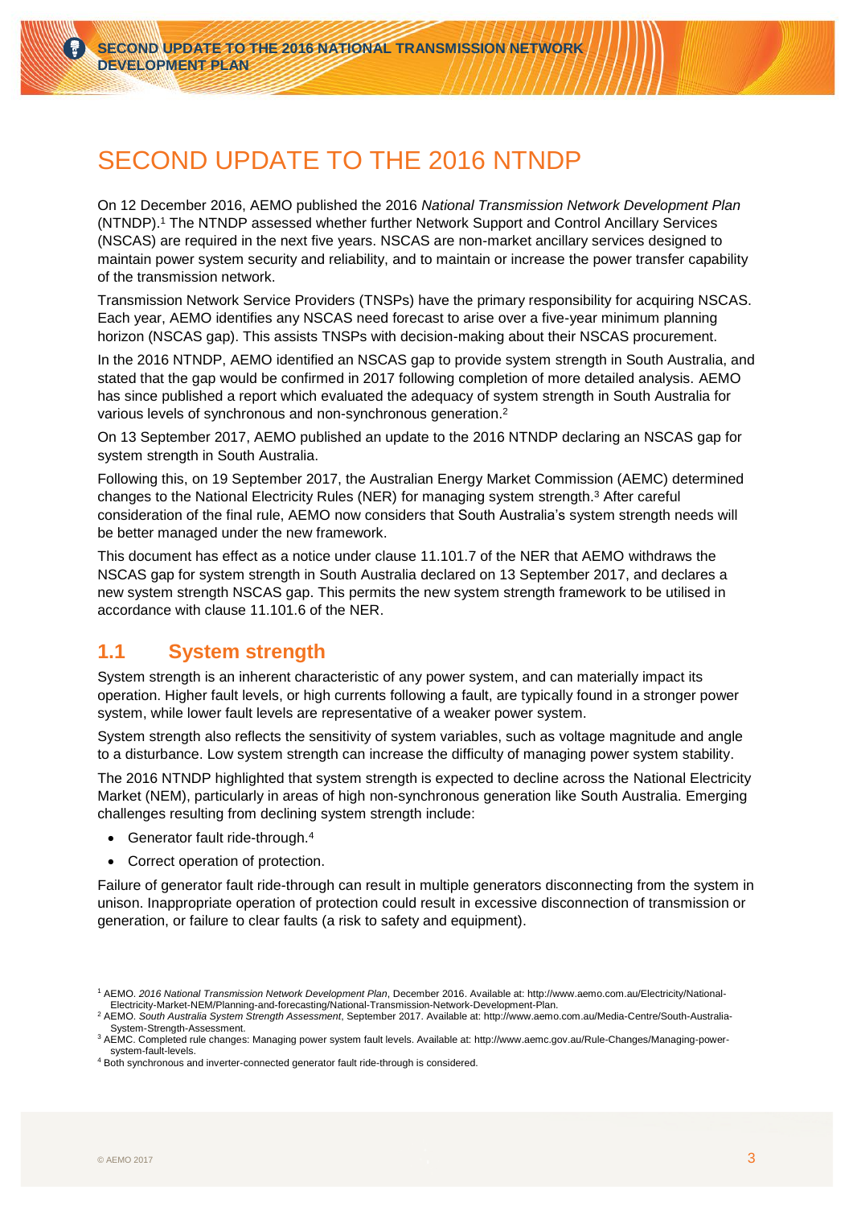# SECOND UPDATE TO THE 2016 NTNDP

On 12 December 2016, AEMO published the 2016 *National Transmission Network Development Plan* (NTNDP).[1] The NTNDP assessed whether further Network Support and Control Ancillary Services (NSCAS) are required in the next five years. NSCAS are non-market ancillary services designed to maintain power system security and reliability, and to maintain or increase the power transfer capability of the transmission network.

Transmission Network Service Providers (TNSPs) have the primary responsibility for acquiring NSCAS. Each year, AEMO identifies any NSCAS need forecast to arise over a five-year minimum planning horizon (NSCAS gap). This assists TNSPs with decision-making about their NSCAS procurement.

In the 2016 NTNDP, AEMO identified an NSCAS gap to provide system strength in South Australia, and stated that the gap would be confirmed in 2017 following completion of more detailed analysis. AEMO has since published a report which evaluated the adequacy of system strength in South Australia for various levels of synchronous and non-synchronous generation.[2]

On 13 September 2017, AEMO published an update to the 2016 NTNDP declaring an NSCAS gap for system strength in South Australia.

Following this, on 19 September 2017, the Australian Energy Market Commission (AEMC) determined changes to the National Electricity Rules (NER) for managing system strength.[3] After careful consideration of the final rule, AEMO now considers that South Australia's system strength needs will be better managed under the new framework.

This document has effect as a notice under clause 11.101.7 of the NER that AEMO withdraws the NSCAS gap for system strength in South Australia declared on 13 September 2017, and declares a new system strength NSCAS gap. This permits the new system strength framework to be utilised in accordance with clause 11.101.6 of the NER.

## 1.1 System strength

System strength is an inherent characteristic of any power system, and can materially impact its operation. Higher fault levels, or high currents following a fault, are typically found in a stronger power system, while lower fault levels are representative of a weaker power system.

System strength also reflects the sensitivity of system variables, such as voltage magnitude and angle to a disturbance. Low system strength can increase the difficulty of managing power system stability.

The 2016 NTNDP highlighted that system strength is expected to decline across the National Electricity Market (NEM), particularly in areas of high non-synchronous generation like South Australia. Emerging challenges resulting from declining system strength include:

- Generator fault ride-through.[4]
- Correct operation of protection.

Failure of generator fault ride-through can result in multiple generators disconnecting from the system in unison. Inappropriate operation of protection could result in excessive disconnection of transmission or generation, or failure to clear faults (a risk to safety and equipment).

---

[1] AEMO. *2016 National Transmission Network Development Plan*, December 2016. Available at: http://www.aemo.com.au/Electricity/National-Electricity-Market-NEM/Planning-and-forecasting/National-Transmission-Network-Development-Plan.

[2] AEMO. *South Australia System Strength Assessment*, September 2017. Available at: http://www.aemo.com.au/Media-Centre/South-Australia-System-Strength-Assessment.

[3] AEMC. Completed rule changes: Managing power system fault levels. Available at: http://www.aemc.gov.au/Rule-Changes/Managing-power-system-fault-levels.

[4] Both synchronous and inverter-connected generator fault ride-through is considered.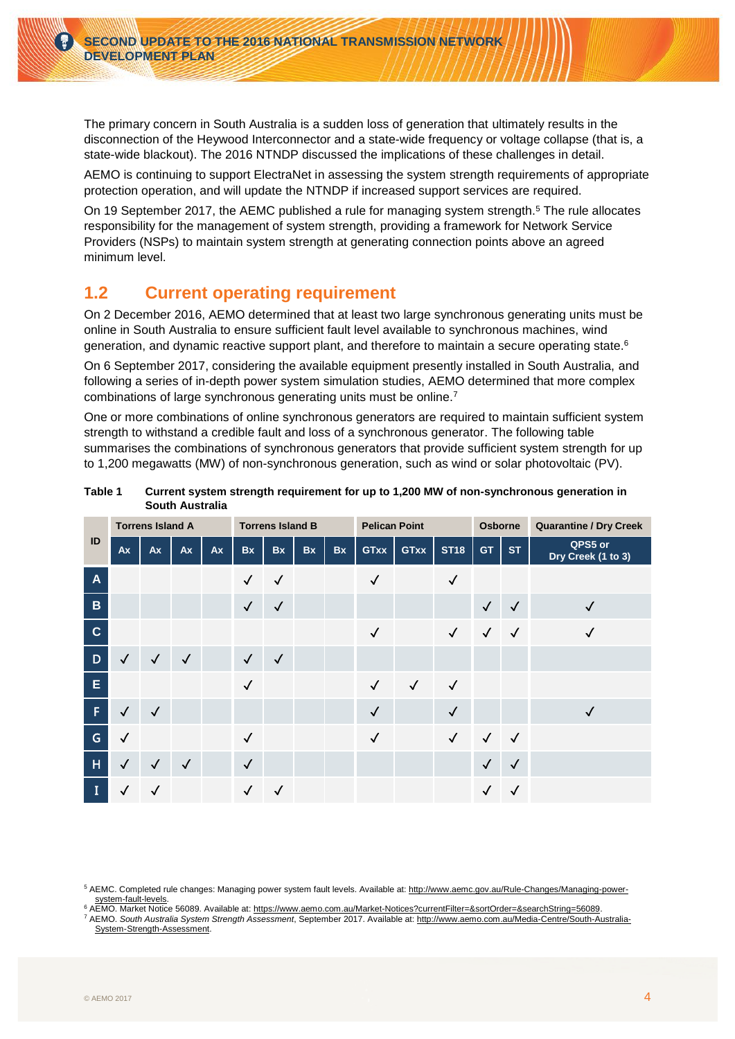The primary concern in South Australia is a sudden loss of generation that ultimately results in the disconnection of the Heywood Interconnector and a state-wide frequency or voltage collapse (that is, a state-wide blackout). The 2016 NTNDP discussed the implications of these challenges in detail.

AEMO is continuing to support ElectraNet in assessing the system strength requirements of appropriate protection operation, and will update the NTNDP if increased support services are required.

On 19 September 2017, the AEMC published a rule for managing system strength.[5] The rule allocates responsibility for the management of system strength, providing a framework for Network Service Providers (NSPs) to maintain system strength at generating connection points above an agreed minimum level.

## 1.2 Current operating requirement

On 2 December 2016, AEMO determined that at least two large synchronous generating units must be online in South Australia to ensure sufficient fault level available to synchronous machines, wind generation, and dynamic reactive support plant, and therefore to maintain a secure operating state.[6]

On 6 September 2017, considering the available equipment presently installed in South Australia, and following a series of in-depth power system simulation studies, AEMO determined that more complex combinations of large synchronous generating units must be online.[7]

One or more combinations of online synchronous generators are required to maintain sufficient system strength to withstand a credible fault and loss of a synchronous generator. The following table summarises the combinations of synchronous generators that provide sufficient system strength for up to 1,200 megawatts (MW) of non-synchronous generation, such as wind or solar photovoltaic (PV).

**Table 1 Current system strength requirement for up to 1,200 MW of non-synchronous generation in South Australia**

| ID | Torrens Island A | | | | Torrens Island B | | | | Pelican Point | | | Osborne | | Quarantine / Dry Creek |
|---|---|---|---|---|---|---|---|---|---|---|---|---|---|---|
| | Ax | Ax | Ax | Ax | Bx | Bx | Bx | Bx | GTxx | GTxx | ST18 | GT | ST | QPS5 or Dry Creek (1 to 3) |
| A | | | | | ✓ | ✓ | | | ✓ | | ✓ | | | |
| B | | | | | ✓ | ✓ | | | | | | ✓ | ✓ | ✓ |
| C | | | | | | | | | ✓ | | ✓ | ✓ | ✓ | ✓ |
| D | ✓ | ✓ | ✓ | | ✓ | ✓ | | | | | | | | |
| E | | | | | ✓ | | | | ✓ | ✓ | ✓ | | | |
| F | ✓ | ✓ | | | | | | | ✓ | | ✓ | | | ✓ |
| G | ✓ | | | | ✓ | | | | ✓ | | ✓ | ✓ | ✓ | |
| H | ✓ | ✓ | ✓ | | ✓ | | | | | | | ✓ | ✓ | |
| I | ✓ | ✓ | | | ✓ | ✓ | | | | | | ✓ | ✓ | |

[5] AEMC. Completed rule changes: Managing power system fault levels. Available at: http://www.aemc.gov.au/Rule-Changes/Managing-power-system-fault-levels.

[6] AEMO. Market Notice 56089. Available at: https://www.aemo.com.au/Market-Notices?currentFilter=&sortOrder=&searchString=56089.

[7] AEMO. *South Australia System Strength Assessment*, September 2017. Available at: http://www.aemo.com.au/Media-Centre/South-Australia-System-Strength-Assessment.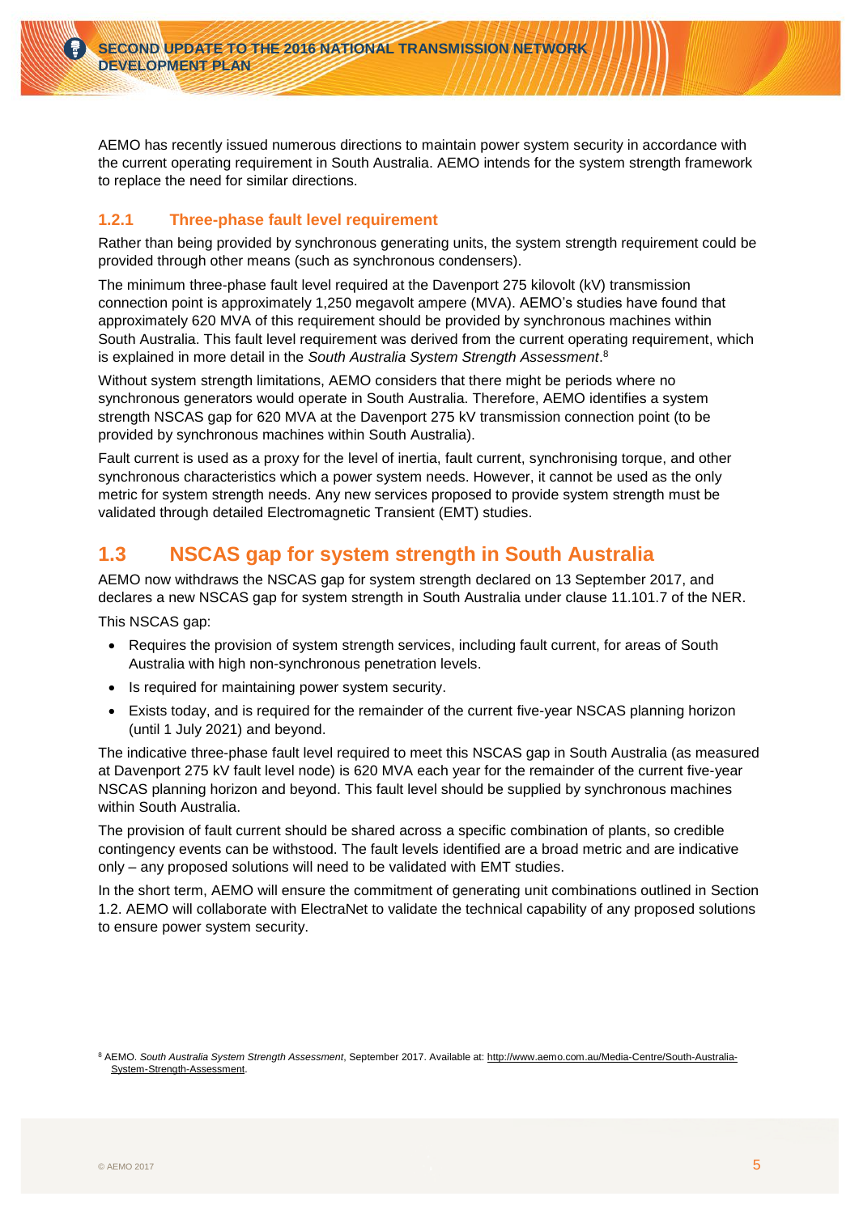AEMO has recently issued numerous directions to maintain power system security in accordance with the current operating requirement in South Australia. AEMO intends for the system strength framework to replace the need for similar directions.

### 1.2.1 Three-phase fault level requirement

Rather than being provided by synchronous generating units, the system strength requirement could be provided through other means (such as synchronous condensers).

The minimum three-phase fault level required at the Davenport 275 kilovolt (kV) transmission connection point is approximately 1,250 megavolt ampere (MVA). AEMO's studies have found that approximately 620 MVA of this requirement should be provided by synchronous machines within South Australia. This fault level requirement was derived from the current operating requirement, which is explained in more detail in the *South Australia System Strength Assessment*.[8]

Without system strength limitations, AEMO considers that there might be periods where no synchronous generators would operate in South Australia. Therefore, AEMO identifies a system strength NSCAS gap for 620 MVA at the Davenport 275 kV transmission connection point (to be provided by synchronous machines within South Australia).

Fault current is used as a proxy for the level of inertia, fault current, synchronising torque, and other synchronous characteristics which a power system needs. However, it cannot be used as the only metric for system strength needs. Any new services proposed to provide system strength must be validated through detailed Electromagnetic Transient (EMT) studies.

## 1.3 NSCAS gap for system strength in South Australia

AEMO now withdraws the NSCAS gap for system strength declared on 13 September 2017, and declares a new NSCAS gap for system strength in South Australia under clause 11.101.7 of the NER.

This NSCAS gap:

- Requires the provision of system strength services, including fault current, for areas of South Australia with high non-synchronous penetration levels.
- Is required for maintaining power system security.
- Exists today, and is required for the remainder of the current five-year NSCAS planning horizon (until 1 July 2021) and beyond.

The indicative three-phase fault level required to meet this NSCAS gap in South Australia (as measured at Davenport 275 kV fault level node) is 620 MVA each year for the remainder of the current five-year NSCAS planning horizon and beyond. This fault level should be supplied by synchronous machines within South Australia.

The provision of fault current should be shared across a specific combination of plants, so credible contingency events can be withstood. The fault levels identified are a broad metric and are indicative only – any proposed solutions will need to be validated with EMT studies.

In the short term, AEMO will ensure the commitment of generating unit combinations outlined in Section 1.2. AEMO will collaborate with ElectraNet to validate the technical capability of any proposed solutions to ensure power system security.

[8] AEMO. *South Australia System Strength Assessment*, September 2017. Available at: http://www.aemo.com.au/Media-Centre/South-Australia-System-Strength-Assessment.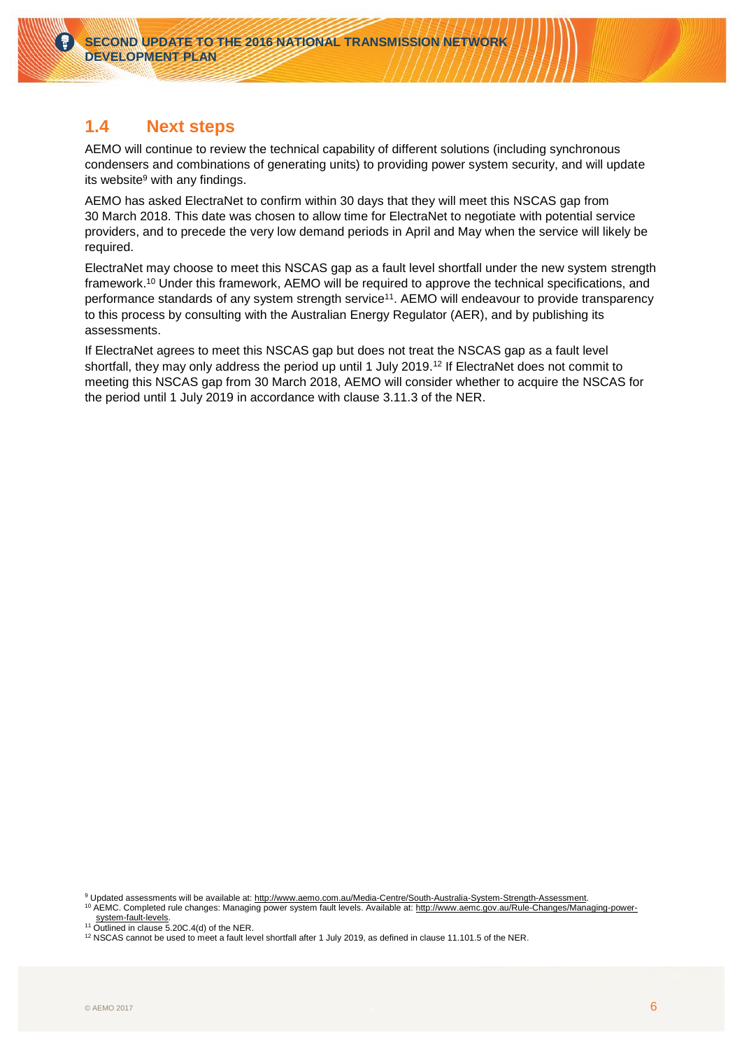## 1.4 Next steps

AEMO will continue to review the technical capability of different solutions (including synchronous condensers and combinations of generating units) to providing power system security, and will update its website[9] with any findings.

AEMO has asked ElectraNet to confirm within 30 days that they will meet this NSCAS gap from 30 March 2018. This date was chosen to allow time for ElectraNet to negotiate with potential service providers, and to precede the very low demand periods in April and May when the service will likely be required.

ElectraNet may choose to meet this NSCAS gap as a fault level shortfall under the new system strength framework.[10] Under this framework, AEMO will be required to approve the technical specifications, and performance standards of any system strength service[11]. AEMO will endeavour to provide transparency to this process by consulting with the Australian Energy Regulator (AER), and by publishing its assessments.

If ElectraNet agrees to meet this NSCAS gap but does not treat the NSCAS gap as a fault level shortfall, they may only address the period up until 1 July 2019.[12] If ElectraNet does not commit to meeting this NSCAS gap from 30 March 2018, AEMO will consider whether to acquire the NSCAS for the period until 1 July 2019 in accordance with clause 3.11.3 of the NER.

[9] Updated assessments will be available at: http://www.aemo.com.au/Media-Centre/South-Australia-System-Strength-Assessment.

[10] AEMC. Completed rule changes: Managing power system fault levels. Available at: http://www.aemc.gov.au/Rule-Changes/Managing-power-system-fault-levels.

[11] Outlined in clause 5.20C.4(d) of the NER.

[12] NSCAS cannot be used to meet a fault level shortfall after 1 July 2019, as defined in clause 11.101.5 of the NER.